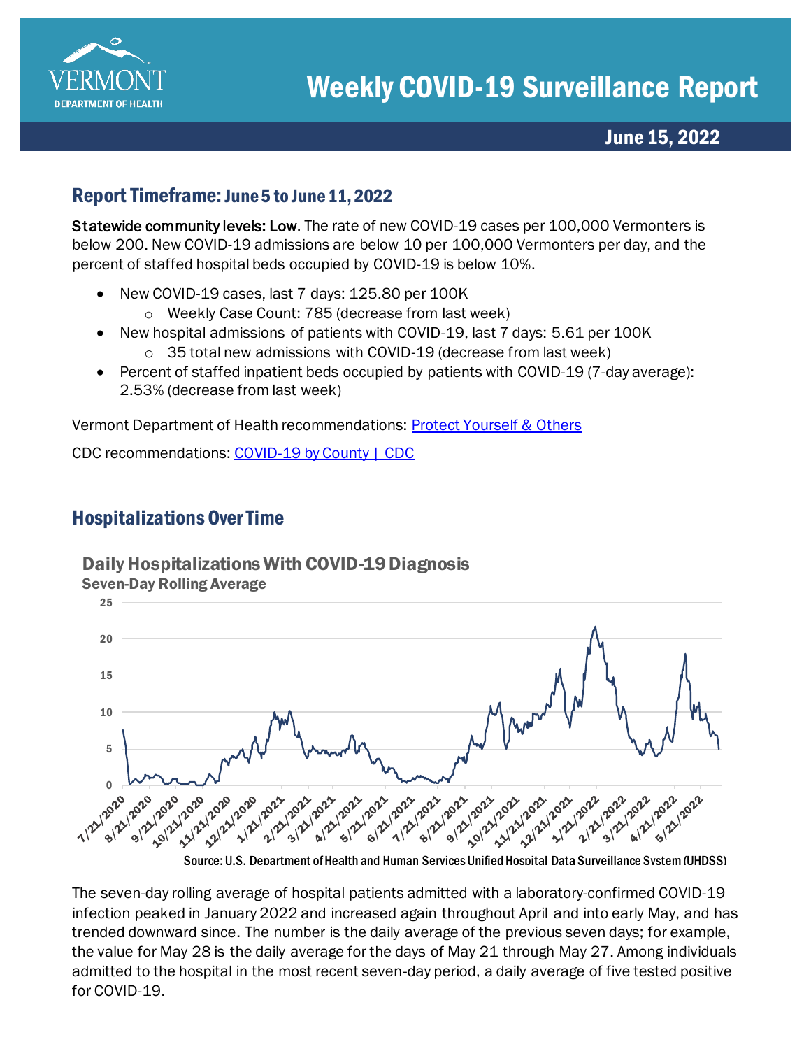# Weekly COVID-19 Surveillance Report

**June 15, 2022**

## Report Timeframe: June 5 to June 11, 2022

**Statewide community levels: Low**. The rate of new COVID-19 cases per 100,000 Vermonters is below 200. New COVID-19 admissions are below 10 per 100,000 Vermonters per day, and the percent of staffed hospital beds occupied by COVID-19 is below 10%.

- New COVID-19 cases, last 7 days: 125.80 per 100K
  - Weekly Case Count: 785 (decrease from last week)
- New hospital admissions of patients with COVID-19, last 7 days: 5.61 per 100K
  - 35 total new admissions with COVID-19 (decrease from last week)
- Percent of staffed inpatient beds occupied by patients with COVID-19 (7-day average): 2.53% (decrease from last week)

Vermont Department of Health recommendations: [Protect Yourself & Others]

CDC recommendations: [COVID-19 by County | CDC]

## Hospitalizations Over Time

**Daily Hospitalizations With COVID-19 Diagnosis**
**Seven-Day Rolling Average**

Source: U.S. Department of Health and Human Services Unified Hospital Data Surveillance System (UHDSS)

The seven-day rolling average of hospital patients admitted with a laboratory-confirmed COVID-19 infection peaked in January 2022 and increased again throughout April and into early May, and has trended downward since. The number is the daily average of the previous seven days; for example, the value for May 28 is the daily average for the days of May 21 through May 27. Among individuals admitted to the hospital in the most recent seven-day period, a daily average of five tested positive for COVID-19.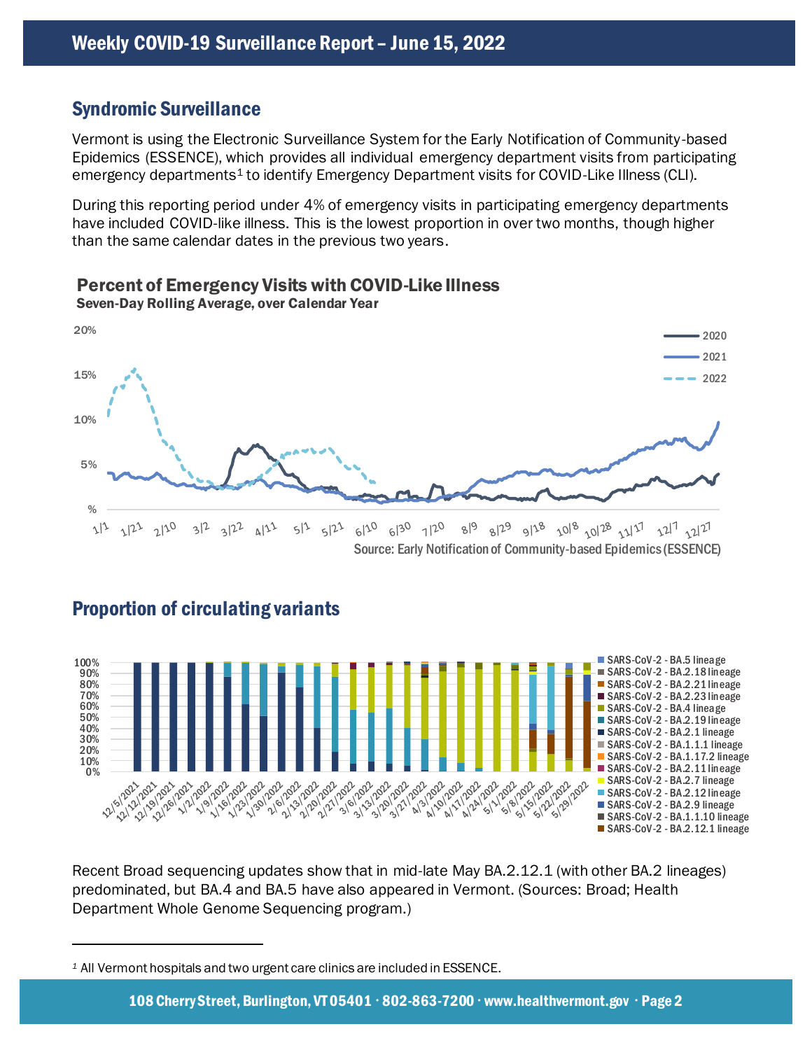## Syndromic Surveillance

Vermont is using the Electronic Surveillance System for the Early Notification of Community-based Epidemics (ESSENCE), which provides all individual emergency department visits from participating emergency departments[1] to identify Emergency Department visits for COVID-Like Illness (CLI).

During this reporting period under 4% of emergency visits in participating emergency departments have included COVID-like illness. This is the lowest proportion in over two months, though higher than the same calendar dates in the previous two years.

**Percent of Emergency Visits with COVID-Like Illness**
**Seven-Day Rolling Average, over Calendar Year**

Source: Early Notification of Community-based Epidemics (ESSENCE)

## Proportion of circulating variants

Recent Broad sequencing updates show that in mid-late May BA.2.12.1 (with other BA.2 lineages) predominated, but BA.4 and BA.5 have also appeared in Vermont. (Sources: Broad; Health Department Whole Genome Sequencing program.)

---

[1] All Vermont hospitals and two urgent care clinics are included in ESSENCE.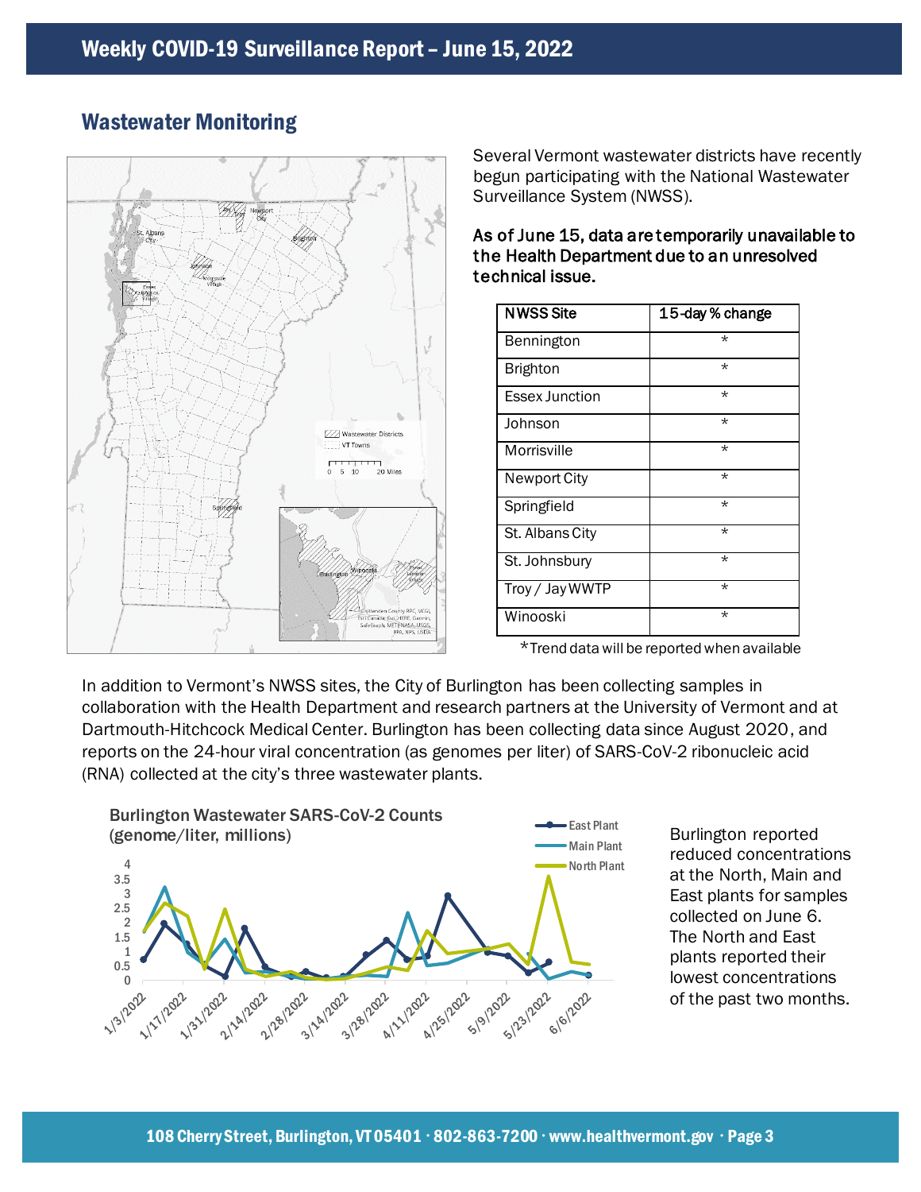## Wastewater Monitoring

Several Vermont wastewater districts have recently begun participating with the National Wastewater Surveillance System (NWSS).

**As of June 15, data are temporarily unavailable to the Health Department due to an unresolved technical issue.**

| NWSS Site | 15-day % change |
|---|---|
| Bennington | * |
| Brighton | * |
| Essex Junction | * |
| Johnson | * |
| Morrisville | * |
| Newport City | * |
| Springfield | * |
| St. Albans City | * |
| St. Johnsbury | * |
| Troy / Jay WWTP | * |
| Winooski | * |

*Trend data will be reported when available

In addition to Vermont's NWSS sites, the City of Burlington has been collecting samples in collaboration with the Health Department and research partners at the University of Vermont and at Dartmouth-Hitchcock Medical Center. Burlington has been collecting data since August 2020, and reports on the 24-hour viral concentration (as genomes per liter) of SARS-CoV-2 ribonucleic acid (RNA) collected at the city's three wastewater plants.

Burlington Wastewater SARS-CoV-2 Counts (genome/liter, millions)

Burlington reported reduced concentrations at the North, Main and East plants for samples collected on June 6. The North and East plants reported their lowest concentrations of the past two months.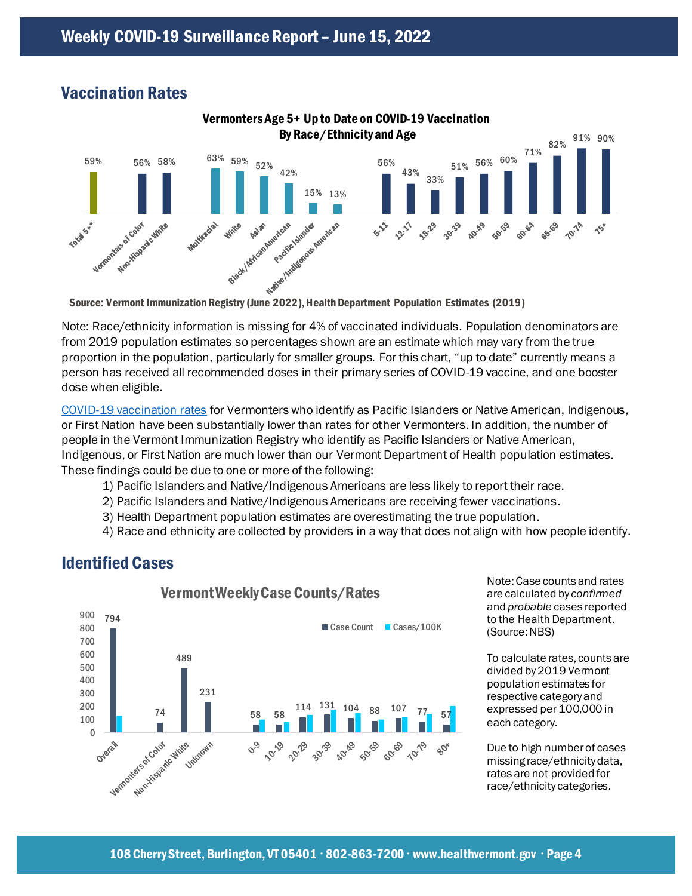## Vaccination Rates

**Vermonters Age 5+ Up to Date on COVID-19 Vaccination By Race/Ethnicity and Age**

| Category | Percent |
| --- | --- |
| Total 5+* | 59% |
| Vermonters of Color | 56% |
| Non-Hispanic White | 58% |
| Multiracial | 63% |
| White | 59% |
| Asian | 52% |
| Black/African American | 42% |
| Pacific Islander | 15% |
| Native/Indigenous American | 13% |
| 5-11 | 56% |
| 12-17 | 43% |
| 18-29 | 33% |
| 30-39 | 51% |
| 40-49 | 56% |
| 50-59 | 60% |
| 60-64 | 71% |
| 65-69 | 82% |
| 70-74 | 91% |
| 75+ | 90% |

**Source: Vermont Immunization Registry (June 2022), Health Department Population Estimates (2019)**

Note: Race/ethnicity information is missing for 4% of vaccinated individuals. Population denominators are from 2019 population estimates so percentages shown are an estimate which may vary from the true proportion in the population, particularly for smaller groups. For this chart, "up to date" currently means a person has received all recommended doses in their primary series of COVID-19 vaccine, and one booster dose when eligible.

COVID-19 vaccination rates for Vermonters who identify as Pacific Islanders or Native American, Indigenous, or First Nation have been substantially lower than rates for other Vermonters. In addition, the number of people in the Vermont Immunization Registry who identify as Pacific Islanders or Native American, Indigenous, or First Nation are much lower than our Vermont Department of Health population estimates. These findings could be due to one or more of the following:

1) Pacific Islanders and Native/Indigenous Americans are less likely to report their race.
2) Pacific Islanders and Native/Indigenous Americans are receiving fewer vaccinations.
3) Health Department population estimates are overestimating the true population.
4) Race and ethnicity are collected by providers in a way that does not align with how people identify.

## Identified Cases

**Vermont Weekly Case Counts/Rates**

| Category | Case Count |
| --- | --- |
| Overall | 794 |
| Vermonters of Color | 74 |
| Non-Hispanic White | 489 |
| Unknown | 231 |
| 0-9 | 58 |
| 10-19 | 58 |
| 20-29 | 114 |
| 30-39 | 131 |
| 40-49 | 104 |
| 50-59 | 88 |
| 60-69 | 107 |
| 70-79 | 77 |
| 80+ | 57 |

Note: Case counts and rates are calculated by *confirmed* and *probable* cases reported to the Health Department. (Source: NBS)

To calculate rates, counts are divided by 2019 Vermont population estimates for respective category and expressed per 100,000 in each category.

Due to high number of cases missing race/ethnicity data, rates are not provided for race/ethnicity categories.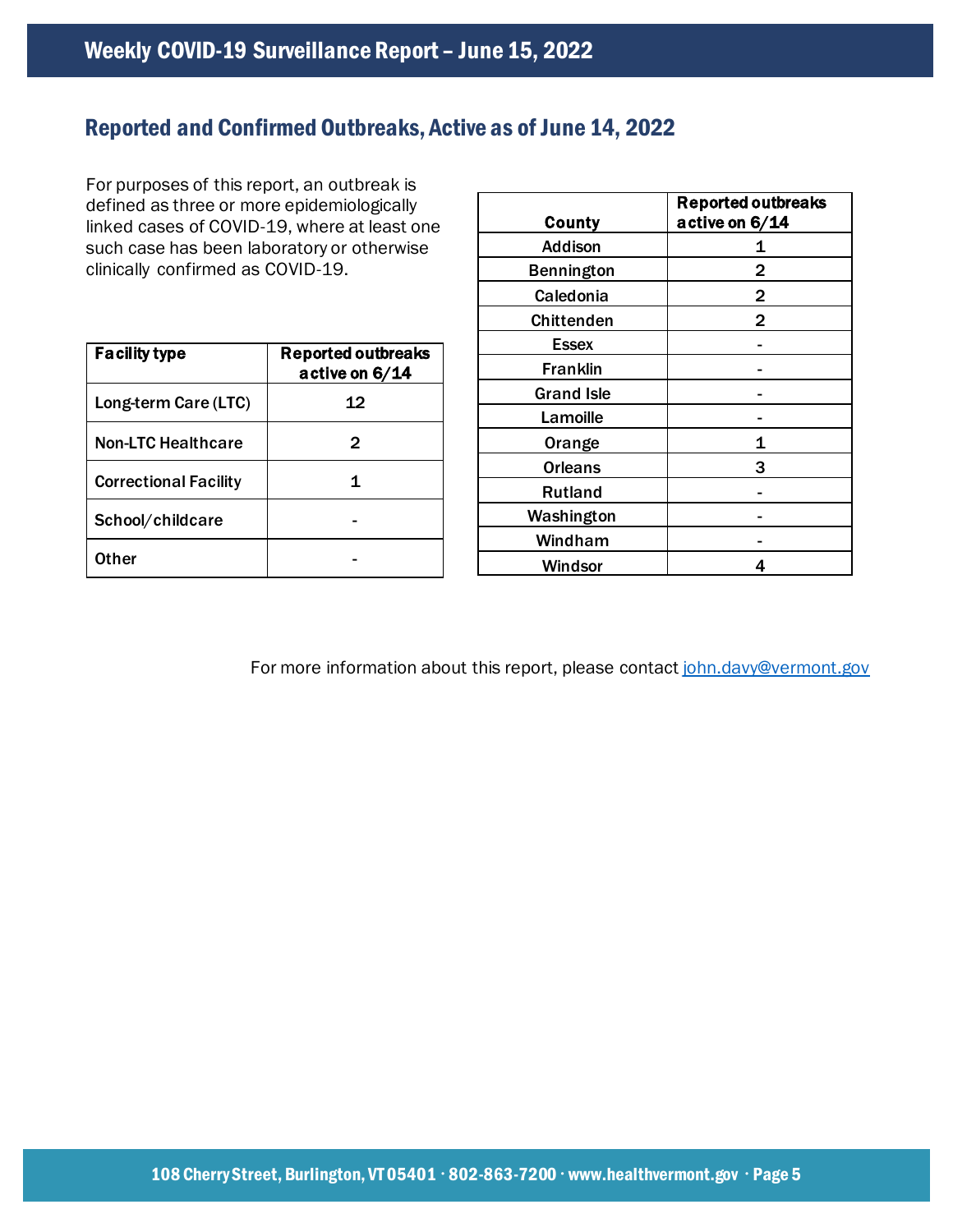## Reported and Confirmed Outbreaks, Active as of June 14, 2022

For purposes of this report, an outbreak is defined as three or more epidemiologically linked cases of COVID-19, where at least one such case has been laboratory or otherwise clinically confirmed as COVID-19.

| Facility type | Reported outbreaks active on 6/14 |
|---|---|
| Long-term Care (LTC) | 12 |
| Non-LTC Healthcare | 2 |
| Correctional Facility | 1 |
| School/childcare | - |
| Other | - |

| County | Reported outbreaks active on 6/14 |
|---|---|
| Addison | 1 |
| Bennington | 2 |
| Caledonia | 2 |
| Chittenden | 2 |
| Essex | - |
| Franklin | - |
| Grand Isle | - |
| Lamoille | - |
| Orange | 1 |
| Orleans | 3 |
| Rutland | - |
| Washington | - |
| Windham | - |
| Windsor | 4 |

For more information about this report, please contact john.davy@vermont.gov